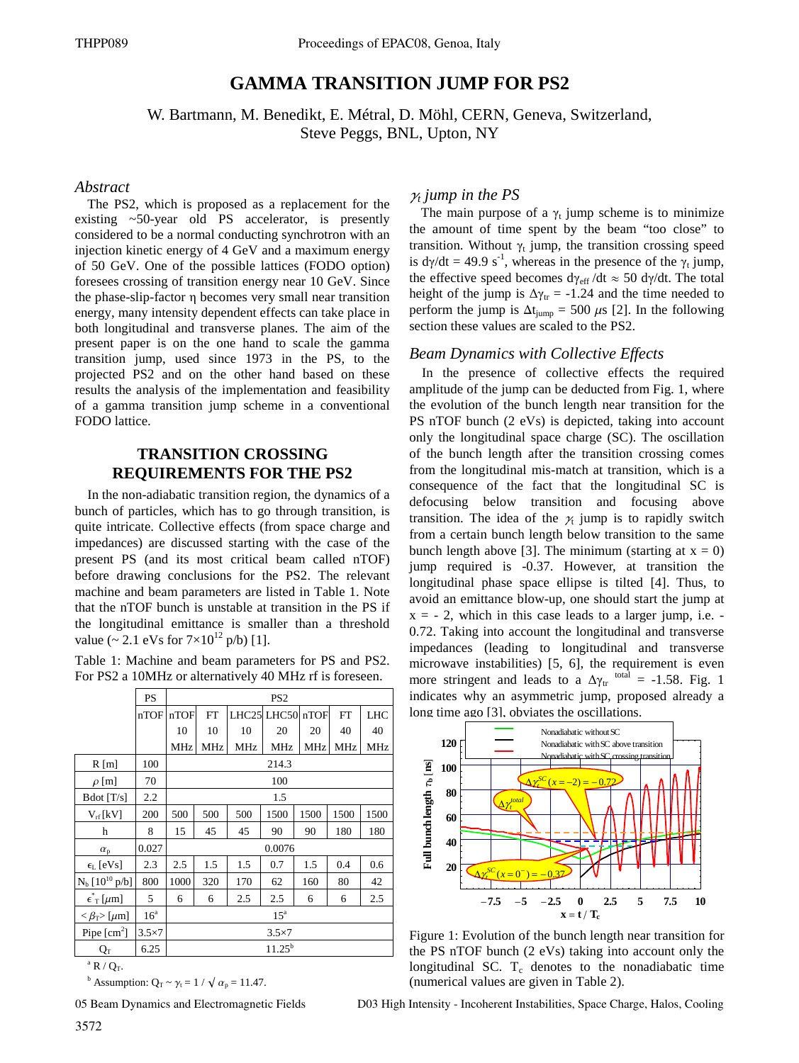# GAMMA TRANSITION JUMP FOR PS2

W. Bartmann, M. Benedikt, E. Métral, D. Möhl, CERN, Geneva, Switzerland,
Steve Peggs, BNL, Upton, NY

## *Abstract*

The PS2, which is proposed as a replacement for the existing ~50-year old PS accelerator, is presently considered to be a normal conducting synchrotron with an injection kinetic energy of 4 GeV and a maximum energy of 50 GeV. One of the possible lattices (FODO option) foresees crossing of transition energy near 10 GeV. Since the phase-slip-factor η becomes very small near transition energy, many intensity dependent effects can take place in both longitudinal and transverse planes. The aim of the present paper is on the one hand to scale the gamma transition jump, used since 1973 in the PS, to the projected PS2 and on the other hand based on these results the analysis of the implementation and feasibility of a gamma transition jump scheme in a conventional FODO lattice.

## TRANSITION CROSSING REQUIREMENTS FOR THE PS2

In the non-adiabatic transition region, the dynamics of a bunch of particles, which has to go through transition, is quite intricate. Collective effects (from space charge and impedances) are discussed starting with the case of the present PS (and its most critical beam called nTOF) before drawing conclusions for the PS2. The relevant machine and beam parameters are listed in Table 1. Note that the nTOF bunch is unstable at transition in the PS if the longitudinal emittance is smaller than a threshold value (~ 2.1 eVs for $7{\times}10^{12}$ p/b) [1].

Table 1: Machine and beam parameters for PS and PS2. For PS2 a 10MHz or alternatively 40 MHz rf is foreseen.

| | PS | PS2 | | | | | | |
|---|---|---|---|---|---|---|---|---|
| | nTOF | nTOF 10 MHz | FT 10 MHz | LHC25 10 MHz | LHC50 20 MHz | nTOF 20 MHz | FT 40 MHz | LHC 40 MHz |
| R [m] | 100 | 214.3 | | | | | | |
| $\rho$ [m] | 70 | 100 | | | | | | |
| Bdot [T/s] | 2.2 | 1.5 | | | | | | |
| $V_{rf}$ [kV] | 200 | 500 | 500 | 500 | 1500 | 1500 | 1500 | 1500 |
| h | 8 | 15 | 45 | 45 | 90 | 90 | 180 | 180 |
| $\alpha_p$ | 0.027 | 0.0076 | | | | | | |
| $\epsilon_L$ [eVs] | 2.3 | 2.5 | 1.5 | 1.5 | 0.7 | 1.5 | 0.4 | 0.6 |
| $N_b$ [$10^{10}$ p/b] | 800 | 1000 | 320 | 170 | 62 | 160 | 80 | 42 |
| $\epsilon^*_T$ [$\mu$m] | 5 | 6 | 6 | 2.5 | 2.5 | 6 | 6 | 2.5 |
| $<\beta_T>$ [$\mu$m] | 16[a] | 15[a] | | | | | | |
| Pipe [cm$^2$] | 3.5×7 | 3.5×7 | | | | | | |
| $Q_T$ | 6.25 | 11.25[b] | | | | | | |

[a] $R / Q_T$.

[b] Assumption: $Q_T \sim \gamma_t = 1/\sqrt{\alpha_p} = 11.47$.

### *$\gamma_t$ jump in the PS*

The main purpose of a $\gamma_t$ jump scheme is to minimize the amount of time spent by the beam "too close" to transition. Without $\gamma_t$ jump, the transition crossing speed is $d\gamma/dt = 49.9\ s^{-1}$, whereas in the presence of the $\gamma_t$ jump, the effective speed becomes $d\gamma_{eff}/dt \approx 50\ d\gamma/dt$. The total height of the jump is $\Delta\gamma_{tr} = -1.24$ and the time needed to perform the jump is $\Delta t_{jump} = 500\ \mu s$ [2]. In the following section these values are scaled to the PS2.

### *Beam Dynamics with Collective Effects*

In the presence of collective effects the required amplitude of the jump can be deducted from Fig. 1, where the evolution of the bunch length near transition for the PS nTOF bunch (2 eVs) is depicted, taking into account only the longitudinal space charge (SC). The oscillation of the bunch length after the transition crossing comes from the longitudinal mis-match at transition, which is a consequence of the fact that the longitudinal SC is defocusing below transition and focusing above transition. The idea of the $\gamma_t$ jump is to rapidly switch from a certain bunch length below transition to the same bunch length above [3]. The minimum (starting at x = 0) jump required is -0.37. However, at transition the longitudinal phase space ellipse is tilted [4]. Thus, to avoid an emittance blow-up, one should start the jump at x = - 2, which in this case leads to a larger jump, i.e. -0.72. Taking into account the longitudinal and transverse impedances (leading to longitudinal and transverse microwave instabilities) [5, 6], the requirement is even more stringent and leads to a $\Delta\gamma_{tr}^{\ total} = -1.58$. Fig. 1 indicates why an asymmetric jump, proposed already a long time ago [3], obviates the oscillations.

Figure 1: Evolution of the bunch length near transition for the PS nTOF bunch (2 eVs) taking into account only the longitudinal SC. $T_c$ denotes to the nonadiabatic time (numerical values are given in Table 2).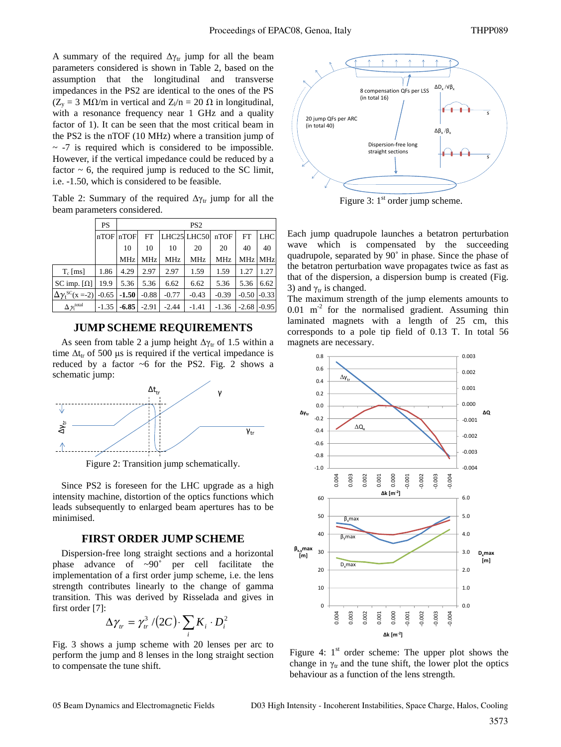A summary of the required $\Delta\gamma_{tr}$ jump for all the beam parameters considered is shown in Table 2, based on the assumption that the longitudinal and transverse impedances in the PS2 are identical to the ones of the PS ($Z_y$ = 3 MΩ/m in vertical and $Z_l/n$ = 20 Ω in longitudinal, with a resonance frequency near 1 GHz and a quality factor of 1). It can be seen that the most critical beam in the PS2 is the nTOF (10 MHz) where a transition jump of ~ -7 is required which is considered to be impossible. However, if the vertical impedance could be reduced by a factor ~ 6, the required jump is reduced to the SC limit, i.e. -1.50, which is considered to be feasible.

Table 2: Summary of the required $\Delta\gamma_{tr}$ jump for all the beam parameters considered.

| | PS | PS2 | | | | | | |
|---|---|---|---|---|---|---|---|---|
| | nTOF | nTOF 10 MHz | FT 10 MHz | LHC25 10 MHz | LHC50 20 MHz | nTOF 20 MHz | FT 40 MHz | LHC 40 MHz |
| $T_c$ [ms] | 1.86 | 4.29 | 2.97 | 2.97 | 1.59 | 1.59 | 1.27 | 1.27 |
| SC imp. [Ω] | 19.9 | 5.36 | 5.36 | 6.62 | 6.62 | 5.36 | 5.36 | 6.62 |
| $\Delta\gamma_t^{SC}(x=-2)$ | -0.65 | **-1.50** | -0.88 | -0.77 | -0.43 | -0.39 | -0.50 | -0.33 |
| $\Delta\gamma_t^{total}$ | -1.35 | **-6.85** | -2.91 | -2.44 | -1.41 | -1.36 | -2.68 | -0.95 |

## JUMP SCHEME REQUIREMENTS

As seen from table 2 a jump height $\Delta\gamma_{tr}$ of 1.5 within a time $\Delta t_{tr}$ of 500 μs is required if the vertical impedance is reduced by a factor ~6 for the PS2. Fig. 2 shows a schematic jump:

Figure 2: Transition jump schematically.

Since PS2 is foreseen for the LHC upgrade as a high intensity machine, distortion of the optics functions which leads subsequently to enlarged beam apertures has to be minimised.

## FIRST ORDER JUMP SCHEME

Dispersion-free long straight sections and a horizontal phase advance of ~90˚ per cell facilitate the implementation of a first order jump scheme, i.e. the lens strength contributes linearly to the change of gamma transition. This was derived by Risselada and gives in first order [7]:

$$\Delta\gamma_{tr} = \gamma_{tr}^3 / (2C) \cdot \sum_i K_i \cdot D_i^2$$

Fig. 3 shows a jump scheme with 20 lenses per arc to perform the jump and 8 lenses in the long straight section to compensate the tune shift.

Figure 3: 1[st] order jump scheme.

Each jump quadrupole launches a betatron perturbation wave which is compensated by the succeeding quadrupole, separated by 90˚ in phase. Since the phase of the betatron perturbation wave propagates twice as fast as that of the dispersion, a dispersion bump is created (Fig. 3) and $\gamma_{tr}$ is changed.

The maximum strength of the jump elements amounts to 0.01 $m^{-2}$ for the normalised gradient. Assuming thin laminated magnets with a length of 25 cm, this corresponds to a pole tip field of 0.13 T. In total 56 magnets are necessary.

Figure 4: 1[st] order scheme: The upper plot shows the change in $\gamma_{tr}$ and the tune shift, the lower plot the optics behaviour as a function of the lens strength.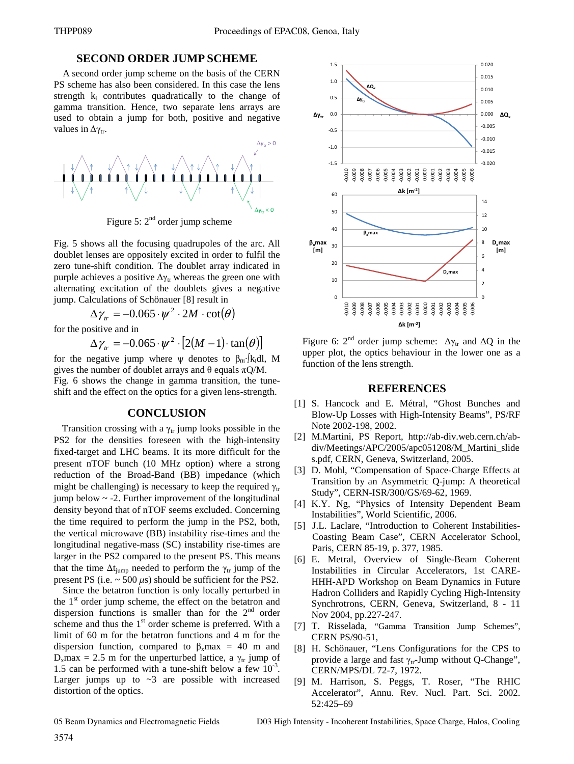## SECOND ORDER JUMP SCHEME

A second order jump scheme on the basis of the CERN PS scheme has also been considered. In this case the lens strength $k_i$ contributes quadratically to the change of gamma transition. Hence, two separate lens arrays are used to obtain a jump for both, positive and negative values in $\Delta\gamma_{tr}$.

$\Delta\gamma_{tr} > 0$

$\Delta\gamma_{tr} < 0$

Figure 5: 2nd order jump scheme

Fig. 5 shows all the focusing quadrupoles of the arc. All doublet lenses are oppositely excited in order to fulfil the zero tune-shift condition. The doublet array indicated in purple achieves a positive $\Delta\gamma_{tr}$ whereas the green one with alternating excitation of the doublets gives a negative jump. Calculations of Schönauer [8] result in

$$\Delta\gamma_{tr} = -0.065 \cdot \psi^2 \cdot 2M \cdot \cot(\theta)$$

for the positive and in

$$\Delta\gamma_{tr} = -0.065 \cdot \psi^2 \cdot [2(M-1) \cdot \tan(\theta)]$$

for the negative jump where $\psi$ denotes to $\beta_{0i} \cdot \int k_i dl$, M gives the number of doublet arrays and $\theta$ equals $\pi Q/M$. Fig. 6 shows the change in gamma transition, the tune-shift and the effect on the optics for a given lens-strength.

## CONCLUSION

Transition crossing with a $\gamma_{tr}$ jump looks possible in the PS2 for the densities foreseen with the high-intensity fixed-target and LHC beams. It its more difficult for the present nTOF bunch (10 MHz option) where a strong reduction of the Broad-Band (BB) impedance (which might be challenging) is necessary to keep the required $\gamma_{tr}$ jump below ~ -2. Further improvement of the longitudinal density beyond that of nTOF seems excluded. Concerning the time required to perform the jump in the PS2, both, the vertical microwave (BB) instability rise-times and the longitudinal negative-mass (SC) instability rise-times are larger in the PS2 compared to the present PS. This means that the time $\Delta t_{jump}$ needed to perform the $\gamma_{tr}$ jump of the present PS (i.e. ~ 500 $\mu$s) should be sufficient for the PS2.

Since the betatron function is only locally perturbed in the 1st order jump scheme, the effect on the betatron and dispersion functions is smaller than for the 2nd order scheme and thus the 1st order scheme is preferred. With a limit of 60 m for the betatron functions and 4 m for the dispersion function, compared to $\beta_x$max = 40 m and $D_x$max = 2.5 m for the unperturbed lattice, a $\gamma_{tr}$ jump of 1.5 can be performed with a tune-shift below a few $10^{-3}$. Larger jumps up to ~3 are possible with increased distortion of the optics.

$\Delta\gamma_{tr}$

$\Delta Q_x$

$\Delta k$ [m$^{-2}$]

$\beta_x$max [m]

$D_x$max [m]

$\Delta k$ [m$^{-2}$]

Figure 6: 2nd order jump scheme: $\Delta\gamma_{tr}$ and $\Delta Q$ in the upper plot, the optics behaviour in the lower one as a function of the lens strength.

## REFERENCES

[1] S. Hancock and E. Métral, "Ghost Bunches and Blow-Up Losses with High-Intensity Beams", PS/RF Note 2002-198, 2002.

[2] M.Martini, PS Report, http://ab-div.web.cern.ch/ab-div/Meetings/APC/2005/apc051208/M_Martini_slides.pdf, CERN, Geneva, Switzerland, 2005.

[3] D. Mohl, "Compensation of Space-Charge Effects at Transition by an Asymmetric Q-jump: A theoretical Study", CERN-ISR/300/GS/69-62, 1969.

[4] K.Y. Ng, "Physics of Intensity Dependent Beam Instabilities", World Scientific, 2006.

[5] J.L. Laclare, "Introduction to Coherent Instabilities-Coasting Beam Case", CERN Accelerator School, Paris, CERN 85-19, p. 377, 1985.

[6] E. Metral, Overview of Single-Beam Coherent Instabilities in Circular Accelerators, 1st CARE-HHH-APD Workshop on Beam Dynamics in Future Hadron Colliders and Rapidly Cycling High-Intensity Synchrotrons, CERN, Geneva, Switzerland, 8 - 11 Nov 2004, pp.227-247.

[7] T. Risselada, "Gamma Transition Jump Schemes", CERN PS/90-51,

[8] H. Schönauer, "Lens Configurations for the CPS to provide a large and fast $\gamma_{tr}$-Jump without Q-Change", CERN/MPS/DL 72-7, 1972.

[9] M. Harrison, S. Peggs, T. Roser, "The RHIC Accelerator", Annu. Rev. Nucl. Part. Sci. 2002. 52:425–69